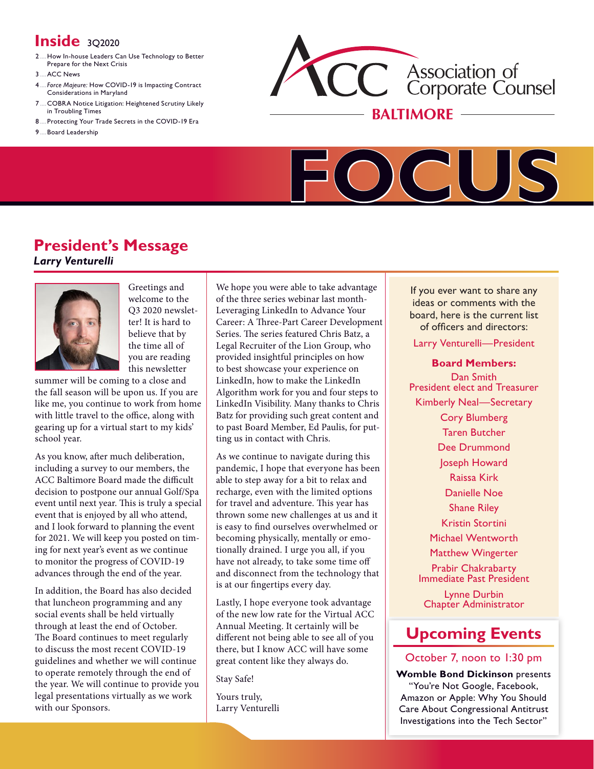# Inside 3Q2020

2 .... How In-house Leaders Can Use Technology to Better Prepare for the Next Crisis

3 .... ACC News

4 .... *Force Majeure:* How COVID-19 is Impacting Contract Considerations in Maryland

7 .... COBRA Notice Litigation: Heightened Scrutiny Likely in Troubling Times

8 .... Protecting Your Trade Secrets in the COVID-19 Era

9 .... Board Leadership

ACC Association of Corporate Counsel

BALTIMORE

# FOCUS

## President's Message

***Larry Venturelli***

Greetings and welcome to the Q3 2020 newsletter! It is hard to believe that by the time all of you are reading this newsletter summer will be coming to a close and the fall season will be upon us. If you are like me, you continue to work from home with little travel to the office, along with gearing up for a virtual start to my kids' school year.

As you know, after much deliberation, including a survey to our members, the ACC Baltimore Board made the difficult decision to postpone our annual Golf/Spa event until next year. This is truly a special event that is enjoyed by all who attend, and I look forward to planning the event for 2021. We will keep you posted on timing for next year's event as we continue to monitor the progress of COVID-19 advances through the end of the year.

In addition, the Board has also decided that luncheon programming and any social events shall be held virtually through at least the end of October. The Board continues to meet regularly to discuss the most recent COVID-19 guidelines and whether we will continue to operate remotely through the end of the year. We will continue to provide you legal presentations virtually as we work with our Sponsors.

We hope you were able to take advantage of the three series webinar last month-Leveraging LinkedIn to Advance Your Career: A Three-Part Career Development Series. The series featured Chris Batz, a Legal Recruiter of the Lion Group, who provided insightful principles on how to best showcase your experience on LinkedIn, how to make the LinkedIn Algorithm work for you and four steps to LinkedIn Visibility. Many thanks to Chris Batz for providing such great content and to past Board Member, Ed Paulis, for putting us in contact with Chris.

As we continue to navigate during this pandemic, I hope that everyone has been able to step away for a bit to relax and recharge, even with the limited options for travel and adventure. This year has thrown some new challenges at us and it is easy to find ourselves overwhelmed or becoming physically, mentally or emotionally drained. I urge you all, if you have not already, to take some time off and disconnect from the technology that is at our fingertips every day.

Lastly, I hope everyone took advantage of the new low rate for the Virtual ACC Annual Meeting. It certainly will be different not being able to see all of you there, but I know ACC will have some great content like they always do.

Stay Safe!

Yours truly,
Larry Venturelli

---

If you ever want to share any ideas or comments with the board, here is the current list of officers and directors:

Larry Venturelli—President

**Board Members:**

Dan Smith
President elect and Treasurer

Kimberly Neal—Secretary

Cory Blumberg

Taren Butcher

Dee Drummond

Joseph Howard

Raissa Kirk

Danielle Noe

Shane Riley

Kristin Stortini

Michael Wentworth

Matthew Wingerter

Prabir Chakrabarty
Immediate Past President

Lynne Durbin
Chapter Administrator

## Upcoming Events

October 7, noon to 1:30 pm

**Womble Bond Dickinson** presents "You're Not Google, Facebook, Amazon or Apple: Why You Should Care About Congressional Antitrust Investigations into the Tech Sector"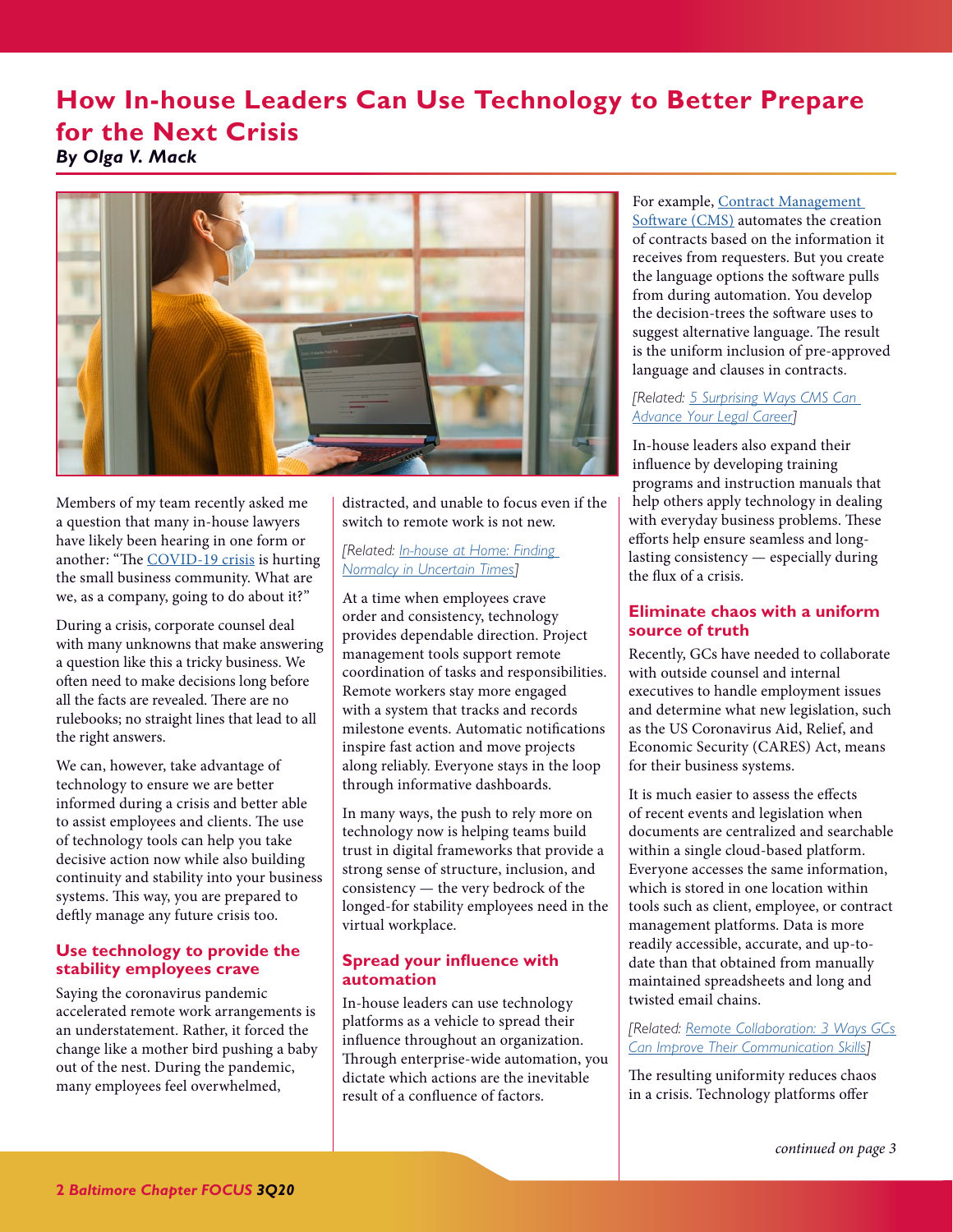# How In-house Leaders Can Use Technology to Better Prepare for the Next Crisis

***By Olga V. Mack***

Members of my team recently asked me a question that many in-house lawyers have likely been hearing in one form or another: "The [COVID-19 crisis] is hurting the small business community. What are we, as a company, going to do about it?"

During a crisis, corporate counsel deal with many unknowns that make answering a question like this a tricky business. We often need to make decisions long before all the facts are revealed. There are no rulebooks; no straight lines that lead to all the right answers.

We can, however, take advantage of technology to ensure we are better informed during a crisis and better able to assist employees and clients. The use of technology tools can help you take decisive action now while also building continuity and stability into your business systems. This way, you are prepared to deftly manage any future crisis too.

## Use technology to provide the stability employees crave

Saying the coronavirus pandemic accelerated remote work arrangements is an understatement. Rather, it forced the change like a mother bird pushing a baby out of the nest. During the pandemic, many employees feel overwhelmed, distracted, and unable to focus even if the switch to remote work is not new.

*[Related: In-house at Home: Finding Normalcy in Uncertain Times]*

At a time when employees crave order and consistency, technology provides dependable direction. Project management tools support remote coordination of tasks and responsibilities. Remote workers stay more engaged with a system that tracks and records milestone events. Automatic notifications inspire fast action and move projects along reliably. Everyone stays in the loop through informative dashboards.

In many ways, the push to rely more on technology now is helping teams build trust in digital frameworks that provide a strong sense of structure, inclusion, and consistency — the very bedrock of the longed-for stability employees need in the virtual workplace.

## Spread your influence with automation

In-house leaders can use technology platforms as a vehicle to spread their influence throughout an organization. Through enterprise-wide automation, you dictate which actions are the inevitable result of a confluence of factors.

For example, [Contract Management Software (CMS)] automates the creation of contracts based on the information it receives from requesters. But you create the language options the software pulls from during automation. You develop the decision-trees the software uses to suggest alternative language. The result is the uniform inclusion of pre-approved language and clauses in contracts.

*[Related: 5 Surprising Ways CMS Can Advance Your Legal Career]*

In-house leaders also expand their influence by developing training programs and instruction manuals that help others apply technology in dealing with everyday business problems. These efforts help ensure seamless and long-lasting consistency — especially during the flux of a crisis.

## Eliminate chaos with a uniform source of truth

Recently, GCs have needed to collaborate with outside counsel and internal executives to handle employment issues and determine what new legislation, such as the US Coronavirus Aid, Relief, and Economic Security (CARES) Act, means for their business systems.

It is much easier to assess the effects of recent events and legislation when documents are centralized and searchable within a single cloud-based platform. Everyone accesses the same information, which is stored in one location within tools such as client, employee, or contract management platforms. Data is more readily accessible, accurate, and up-to-date than that obtained from manually maintained spreadsheets and long and twisted email chains.

*[Related: Remote Collaboration: 3 Ways GCs Can Improve Their Communication Skills]*

The resulting uniformity reduces chaos in a crisis. Technology platforms offer

*continued on page 3*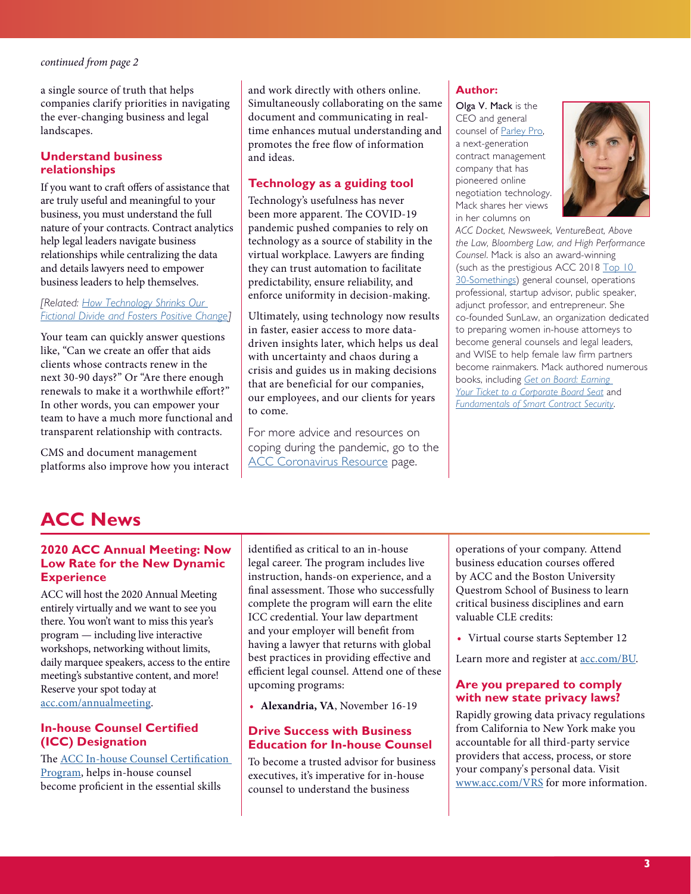*continued from page 2*

a single source of truth that helps companies clarify priorities in navigating the ever-changing business and legal landscapes.

### Understand business relationships

If you want to craft offers of assistance that are truly useful and meaningful to your business, you must understand the full nature of your contracts. Contract analytics help legal leaders navigate business relationships while centralizing the data and details lawyers need to empower business leaders to help themselves.

*[Related: How Technology Shrinks Our Fictional Divide and Fosters Positive Change]*

Your team can quickly answer questions like, "Can we create an offer that aids clients whose contracts renew in the next 30-90 days?" Or "Are there enough renewals to make it a worthwhile effort?" In other words, you can empower your team to have a much more functional and transparent relationship with contracts.

CMS and document management platforms also improve how you interact and work directly with others online. Simultaneously collaborating on the same document and communicating in real-time enhances mutual understanding and promotes the free flow of information and ideas.

### Technology as a guiding tool

Technology's usefulness has never been more apparent. The COVID-19 pandemic pushed companies to rely on technology as a source of stability in the virtual workplace. Lawyers are finding they can trust automation to facilitate predictability, ensure reliability, and enforce uniformity in decision-making.

Ultimately, using technology now results in faster, easier access to more data-driven insights later, which helps us deal with uncertainty and chaos during a crisis and guides us in making decisions that are beneficial for our companies, our employees, and our clients for years to come.

For more advice and resources on coping during the pandemic, go to the ACC Coronavirus Resource page.

### Author:

**Olga V. Mack** is the CEO and general counsel of Parley Pro, a next-generation contract management company that has pioneered online negotiation technology. Mack shares her views in her columns on *ACC Docket, Newsweek, VentureBeat, Above the Law, Bloomberg Law, and High Performance Counsel*. Mack is also an award-winning (such as the prestigious ACC 2018 Top 10 30-Somethings) general counsel, operations professional, startup advisor, public speaker, adjunct professor, and entrepreneur. She co-founded SunLaw, an organization dedicated to preparing women in-house attorneys to become general counsels and legal leaders, and WISE to help female law firm partners become rainmakers. Mack authored numerous books, including *Get on Board: Earning Your Ticket to a Corporate Board Seat* and *Fundamentals of Smart Contract Security*.

# ACC News

### 2020 ACC Annual Meeting: Now Low Rate for the New Dynamic Experience

ACC will host the 2020 Annual Meeting entirely virtually and we want to see you there. You won't want to miss this year's program — including live interactive workshops, networking without limits, daily marquee speakers, access to the entire meeting's substantive content, and more! Reserve your spot today at acc.com/annualmeeting.

### In-house Counsel Certified (ICC) Designation

The ACC In-house Counsel Certification Program, helps in-house counsel become proficient in the essential skills identified as critical to an in-house legal career. The program includes live instruction, hands-on experience, and a final assessment. Those who successfully complete the program will earn the elite ICC credential. Your law department and your employer will benefit from having a lawyer that returns with global best practices in providing effective and efficient legal counsel. Attend one of these upcoming programs:

- **Alexandria, VA**, November 16-19

### Drive Success with Business Education for In-house Counsel

To become a trusted advisor for business executives, it's imperative for in-house counsel to understand the business operations of your company. Attend business education courses offered by ACC and the Boston University Questrom School of Business to learn critical business disciplines and earn valuable CLE credits:

- Virtual course starts September 12

Learn more and register at acc.com/BU.

### Are you prepared to comply with new state privacy laws?

Rapidly growing data privacy regulations from California to New York make you accountable for all third-party service providers that access, process, or store your company's personal data. Visit www.acc.com/VRS for more information.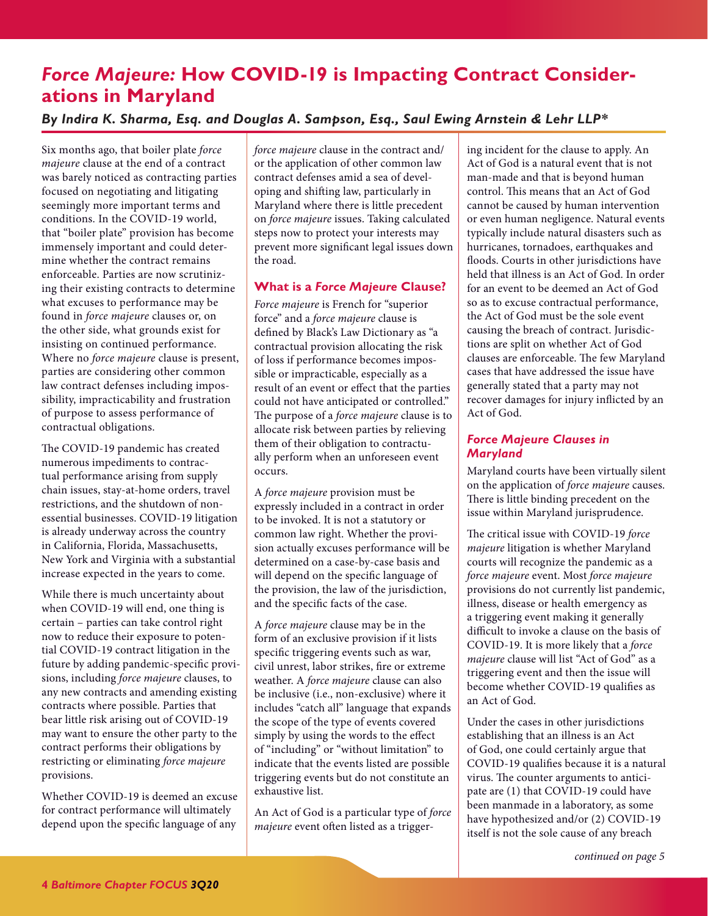# *Force Majeure:* How COVID-19 is Impacting Contract Considerations in Maryland

***By Indira K. Sharma, Esq. and Douglas A. Sampson, Esq., Saul Ewing Arnstein & Lehr LLP\****

Six months ago, that boiler plate *force majeure* clause at the end of a contract was barely noticed as contracting parties focused on negotiating and litigating seemingly more important terms and conditions. In the COVID-19 world, that "boiler plate" provision has become immensely important and could determine whether the contract remains enforceable. Parties are now scrutinizing their existing contracts to determine what excuses to performance may be found in *force majeure* clauses or, on the other side, what grounds exist for insisting on continued performance. Where no *force majeure* clause is present, parties are considering other common law contract defenses including impossibility, impracticability and frustration of purpose to assess performance of contractual obligations.

The COVID-19 pandemic has created numerous impediments to contractual performance arising from supply chain issues, stay-at-home orders, travel restrictions, and the shutdown of non-essential businesses. COVID-19 litigation is already underway across the country in California, Florida, Massachusetts, New York and Virginia with a substantial increase expected in the years to come.

While there is much uncertainty about when COVID-19 will end, one thing is certain – parties can take control right now to reduce their exposure to potential COVID-19 contract litigation in the future by adding pandemic-specific provisions, including *force majeure* clauses, to any new contracts and amending existing contracts where possible. Parties that bear little risk arising out of COVID-19 may want to ensure the other party to the contract performs their obligations by restricting or eliminating *force majeure* provisions.

Whether COVID-19 is deemed an excuse for contract performance will ultimately depend upon the specific language of any *force majeure* clause in the contract and/or the application of other common law contract defenses amid a sea of developing and shifting law, particularly in Maryland where there is little precedent on *force majeure* issues. Taking calculated steps now to protect your interests may prevent more significant legal issues down the road.

## What is a *Force Majeure* Clause?

*Force majeure* is French for "superior force" and a *force majeure* clause is defined by Black's Law Dictionary as "a contractual provision allocating the risk of loss if performance becomes impossible or impracticable, especially as a result of an event or effect that the parties could not have anticipated or controlled." The purpose of a *force majeure* clause is to allocate risk between parties by relieving them of their obligation to contractually perform when an unforeseen event occurs.

A *force majeure* provision must be expressly included in a contract in order to be invoked. It is not a statutory or common law right. Whether the provision actually excuses performance will be determined on a case-by-case basis and will depend on the specific language of the provision, the law of the jurisdiction, and the specific facts of the case.

A *force majeure* clause may be in the form of an exclusive provision if it lists specific triggering events such as war, civil unrest, labor strikes, fire or extreme weather. A *force majeure* clause can also be inclusive (i.e., non-exclusive) where it includes "catch all" language that expands the scope of the type of events covered simply by using the words to the effect of "including" or "without limitation" to indicate that the events listed are possible triggering events but do not constitute an exhaustive list.

An Act of God is a particular type of *force majeure* event often listed as a triggering incident for the clause to apply. An Act of God is a natural event that is not man-made and that is beyond human control. This means that an Act of God cannot be caused by human intervention or even human negligence. Natural events typically include natural disasters such as hurricanes, tornadoes, earthquakes and floods. Courts in other jurisdictions have held that illness is an Act of God. In order for an event to be deemed an Act of God so as to excuse contractual performance, the Act of God must be the sole event causing the breach of contract. Jurisdictions are split on whether Act of God clauses are enforceable. The few Maryland cases that have addressed the issue have generally stated that a party may not recover damages for injury inflicted by an Act of God.

### *Force Majeure Clauses in Maryland*

Maryland courts have been virtually silent on the application of *force majeure* causes. There is little binding precedent on the issue within Maryland jurisprudence.

The critical issue with COVID-19 *force majeure* litigation is whether Maryland courts will recognize the pandemic as a *force majeure* event. Most *force majeure* provisions do not currently list pandemic, illness, disease or health emergency as a triggering event making it generally difficult to invoke a clause on the basis of COVID-19. It is more likely that a *force majeure* clause will list "Act of God" as a triggering event and then the issue will become whether COVID-19 qualifies as an Act of God.

Under the cases in other jurisdictions establishing that an illness is an Act of God, one could certainly argue that COVID-19 qualifies because it is a natural virus. The counter arguments to anticipate are (1) that COVID-19 could have been manmade in a laboratory, as some have hypothesized and/or (2) COVID-19 itself is not the sole cause of any breach

*continued on page 5*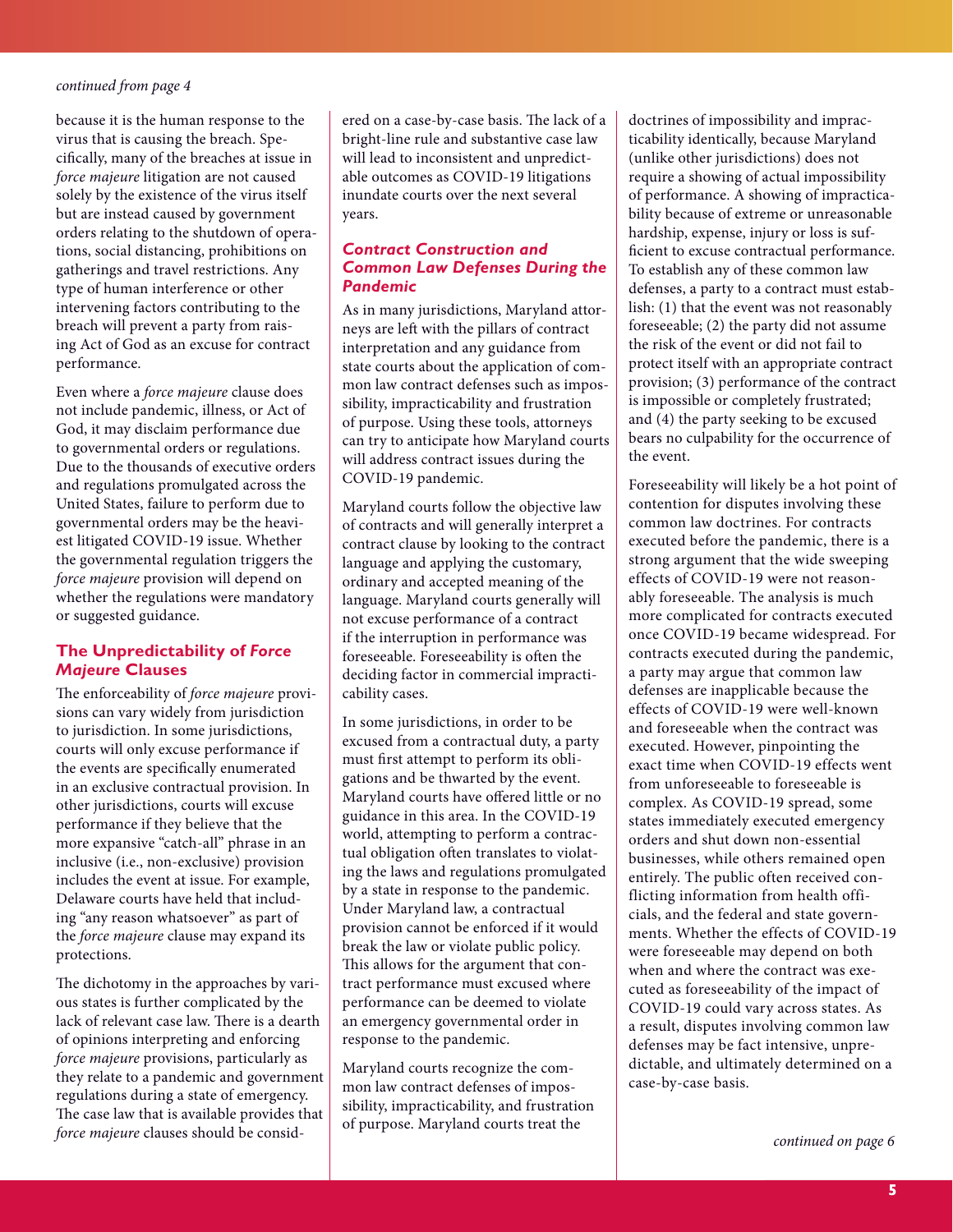*continued from page 4*

because it is the human response to the virus that is causing the breach. Specifically, many of the breaches at issue in *force majeure* litigation are not caused solely by the existence of the virus itself but are instead caused by government orders relating to the shutdown of operations, social distancing, prohibitions on gatherings and travel restrictions. Any type of human interference or other intervening factors contributing to the breach will prevent a party from raising Act of God as an excuse for contract performance.

Even where a *force majeure* clause does not include pandemic, illness, or Act of God, it may disclaim performance due to governmental orders or regulations. Due to the thousands of executive orders and regulations promulgated across the United States, failure to perform due to governmental orders may be the heaviest litigated COVID-19 issue. Whether the governmental regulation triggers the *force majeure* provision will depend on whether the regulations were mandatory or suggested guidance.

### The Unpredictability of *Force Majeure* Clauses

The enforceability of *force majeure* provisions can vary widely from jurisdiction to jurisdiction. In some jurisdictions, courts will only excuse performance if the events are specifically enumerated in an exclusive contractual provision. In other jurisdictions, courts will excuse performance if they believe that the more expansive "catch-all" phrase in an inclusive (i.e., non-exclusive) provision includes the event at issue. For example, Delaware courts have held that including "any reason whatsoever" as part of the *force majeure* clause may expand its protections.

The dichotomy in the approaches by various states is further complicated by the lack of relevant case law. There is a dearth of opinions interpreting and enforcing *force majeure* provisions, particularly as they relate to a pandemic and government regulations during a state of emergency. The case law that is available provides that *force majeure* clauses should be considered on a case-by-case basis. The lack of a bright-line rule and substantive case law will lead to inconsistent and unpredictable outcomes as COVID-19 litigations inundate courts over the next several years.

### *Contract Construction and Common Law Defenses During the Pandemic*

As in many jurisdictions, Maryland attorneys are left with the pillars of contract interpretation and any guidance from state courts about the application of common law contract defenses such as impossibility, impracticability and frustration of purpose. Using these tools, attorneys can try to anticipate how Maryland courts will address contract issues during the COVID-19 pandemic.

Maryland courts follow the objective law of contracts and will generally interpret a contract clause by looking to the contract language and applying the customary, ordinary and accepted meaning of the language. Maryland courts generally will not excuse performance of a contract if the interruption in performance was foreseeable. Foreseeability is often the deciding factor in commercial impracticability cases.

In some jurisdictions, in order to be excused from a contractual duty, a party must first attempt to perform its obligations and be thwarted by the event. Maryland courts have offered little or no guidance in this area. In the COVID-19 world, attempting to perform a contractual obligation often translates to violating the laws and regulations promulgated by a state in response to the pandemic. Under Maryland law, a contractual provision cannot be enforced if it would break the law or violate public policy. This allows for the argument that contract performance must excused where performance can be deemed to violate an emergency governmental order in response to the pandemic.

Maryland courts recognize the common law contract defenses of impossibility, impracticability, and frustration of purpose. Maryland courts treat the doctrines of impossibility and impracticability identically, because Maryland (unlike other jurisdictions) does not require a showing of actual impossibility of performance. A showing of impracticability because of extreme or unreasonable hardship, expense, injury or loss is sufficient to excuse contractual performance. To establish any of these common law defenses, a party to a contract must establish: (1) that the event was not reasonably foreseeable; (2) the party did not assume the risk of the event or did not fail to protect itself with an appropriate contract provision; (3) performance of the contract is impossible or completely frustrated; and (4) the party seeking to be excused bears no culpability for the occurrence of the event.

Foreseeability will likely be a hot point of contention for disputes involving these common law doctrines. For contracts executed before the pandemic, there is a strong argument that the wide sweeping effects of COVID-19 were not reasonably foreseeable. The analysis is much more complicated for contracts executed once COVID-19 became widespread. For contracts executed during the pandemic, a party may argue that common law defenses are inapplicable because the effects of COVID-19 were well-known and foreseeable when the contract was executed. However, pinpointing the exact time when COVID-19 effects went from unforeseeable to foreseeable is complex. As COVID-19 spread, some states immediately executed emergency orders and shut down non-essential businesses, while others remained open entirely. The public often received conflicting information from health officials, and the federal and state governments. Whether the effects of COVID-19 were foreseeable may depend on both when and where the contract was executed as foreseeability of the impact of COVID-19 could vary across states. As a result, disputes involving common law defenses may be fact intensive, unpredictable, and ultimately determined on a case-by-case basis.

*continued on page 6*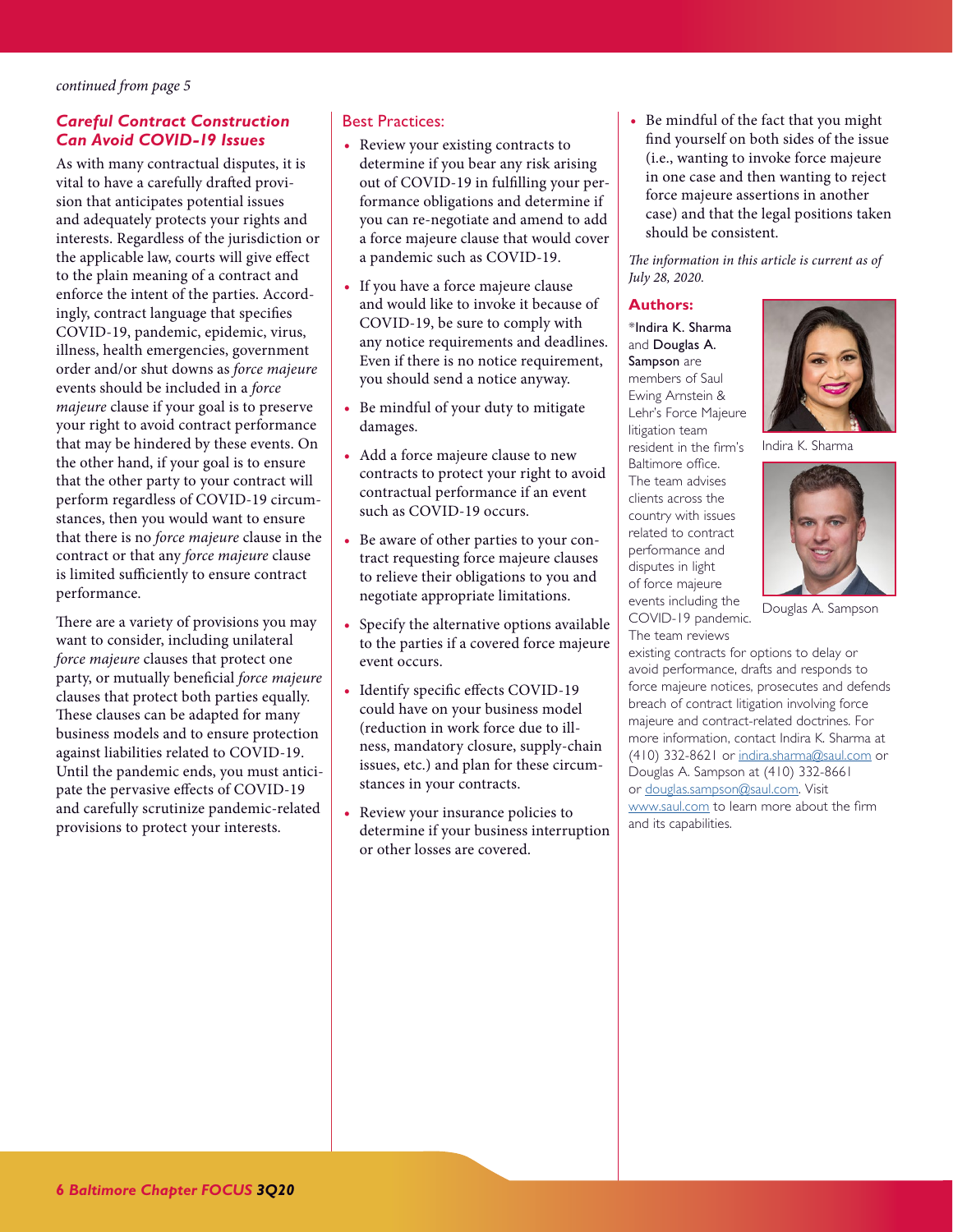*continued from page 5*

### *Careful Contract Construction Can Avoid COVID-19 Issues*

As with many contractual disputes, it is vital to have a carefully drafted provision that anticipates potential issues and adequately protects your rights and interests. Regardless of the jurisdiction or the applicable law, courts will give effect to the plain meaning of a contract and enforce the intent of the parties. Accordingly, contract language that specifies COVID-19, pandemic, epidemic, virus, illness, health emergencies, government order and/or shut downs as *force majeure* events should be included in a *force majeure* clause if your goal is to preserve your right to avoid contract performance that may be hindered by these events. On the other hand, if your goal is to ensure that the other party to your contract will perform regardless of COVID-19 circumstances, then you would want to ensure that there is no *force majeure* clause in the contract or that any *force majeure* clause is limited sufficiently to ensure contract performance.

There are a variety of provisions you may want to consider, including unilateral *force majeure* clauses that protect one party, or mutually beneficial *force majeure* clauses that protect both parties equally. These clauses can be adapted for many business models and to ensure protection against liabilities related to COVID-19. Until the pandemic ends, you must anticipate the pervasive effects of COVID-19 and carefully scrutinize pandemic-related provisions to protect your interests.

### Best Practices:

- Review your existing contracts to determine if you bear any risk arising out of COVID-19 in fulfilling your performance obligations and determine if you can re-negotiate and amend to add a force majeure clause that would cover a pandemic such as COVID-19.
- If you have a force majeure clause and would like to invoke it because of COVID-19, be sure to comply with any notice requirements and deadlines. Even if there is no notice requirement, you should send a notice anyway.
- Be mindful of your duty to mitigate damages.
- Add a force majeure clause to new contracts to protect your right to avoid contractual performance if an event such as COVID-19 occurs.
- Be aware of other parties to your contract requesting force majeure clauses to relieve their obligations to you and negotiate appropriate limitations.
- Specify the alternative options available to the parties if a covered force majeure event occurs.
- Identify specific effects COVID-19 could have on your business model (reduction in work force due to illness, mandatory closure, supply-chain issues, etc.) and plan for these circumstances in your contracts.
- Review your insurance policies to determine if your business interruption or other losses are covered.
- Be mindful of the fact that you might find yourself on both sides of the issue (i.e., wanting to invoke force majeure in one case and then wanting to reject force majeure assertions in another case) and that the legal positions taken should be consistent.

*The information in this article is current as of July 28, 2020.*

### Authors:

*Indira K. Sharma and Douglas A. Sampson are members of Saul Ewing Arnstein & Lehr's Force Majeure litigation team resident in the firm's Baltimore office. The team advises clients across the country with issues related to contract performance and disputes in light of force majeure events including the COVID-19 pandemic. The team reviews existing contracts for options to delay or avoid performance, drafts and responds to force majeure notices, prosecutes and defends breach of contract litigation involving force majeure and contract-related doctrines. For more information, contact Indira K. Sharma at (410) 332-8621 or indira.sharma@saul.com or Douglas A. Sampson at (410) 332-8661 or douglas.sampson@saul.com. Visit www.saul.com to learn more about the firm and its capabilities.

Indira K. Sharma

Douglas A. Sampson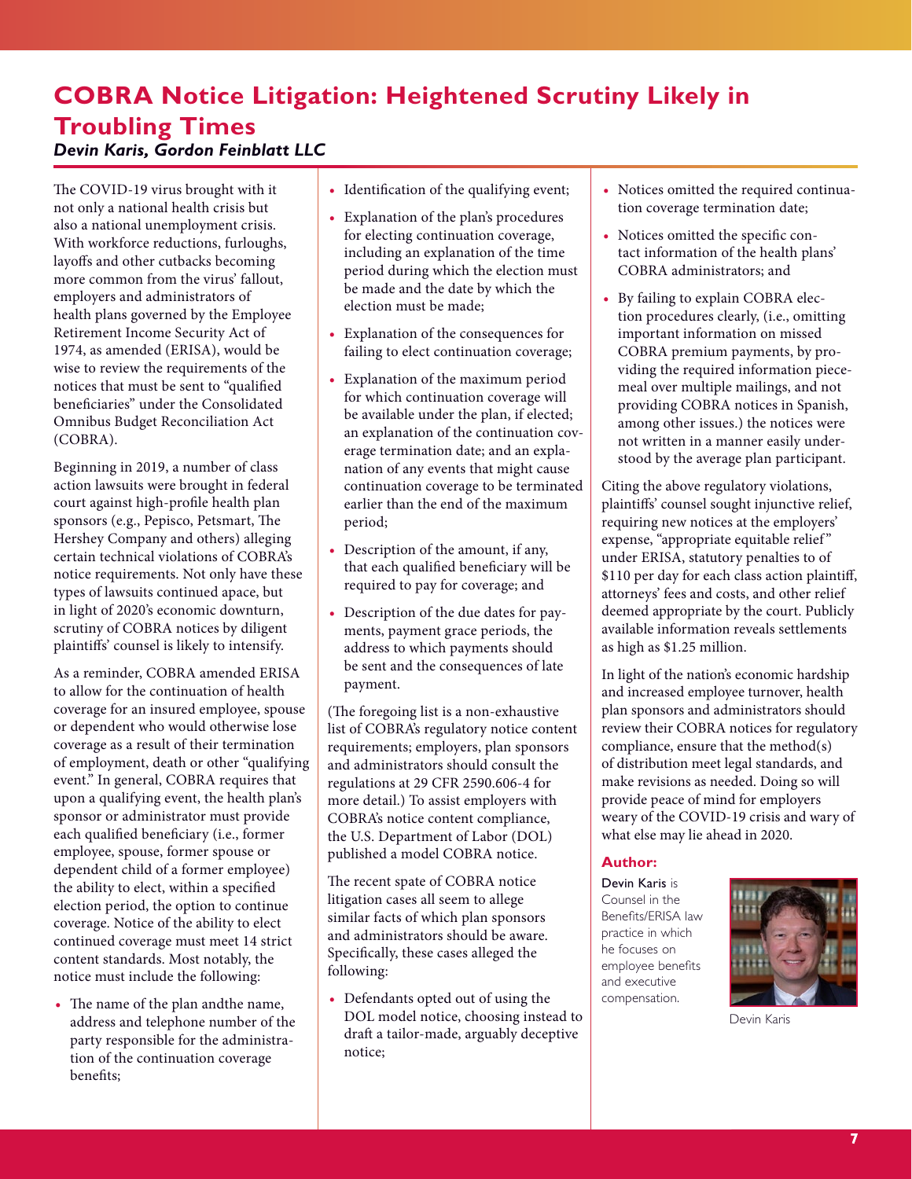# COBRA Notice Litigation: Heightened Scrutiny Likely in Troubling Times

***Devin Karis, Gordon Feinblatt LLC***

The COVID-19 virus brought with it not only a national health crisis but also a national unemployment crisis. With workforce reductions, furloughs, layoffs and other cutbacks becoming more common from the virus' fallout, employers and administrators of health plans governed by the Employee Retirement Income Security Act of 1974, as amended (ERISA), would be wise to review the requirements of the notices that must be sent to "qualified beneficiaries" under the Consolidated Omnibus Budget Reconciliation Act (COBRA).

Beginning in 2019, a number of class action lawsuits were brought in federal court against high-profile health plan sponsors (e.g., Pepisco, Petsmart, The Hershey Company and others) alleging certain technical violations of COBRA's notice requirements. Not only have these types of lawsuits continued apace, but in light of 2020's economic downturn, scrutiny of COBRA notices by diligent plaintiffs' counsel is likely to intensify.

As a reminder, COBRA amended ERISA to allow for the continuation of health coverage for an insured employee, spouse or dependent who would otherwise lose coverage as a result of their termination of employment, death or other "qualifying event." In general, COBRA requires that upon a qualifying event, the health plan's sponsor or administrator must provide each qualified beneficiary (i.e., former employee, spouse, former spouse or dependent child of a former employee) the ability to elect, within a specified election period, the option to continue coverage. Notice of the ability to elect continued coverage must meet 14 strict content standards. Most notably, the notice must include the following:

- The name of the plan andthe name, address and telephone number of the party responsible for the administration of the continuation coverage benefits;
- Identification of the qualifying event;
- Explanation of the plan's procedures for electing continuation coverage, including an explanation of the time period during which the election must be made and the date by which the election must be made;
- Explanation of the consequences for failing to elect continuation coverage;
- Explanation of the maximum period for which continuation coverage will be available under the plan, if elected; an explanation of the continuation coverage termination date; and an explanation of any events that might cause continuation coverage to be terminated earlier than the end of the maximum period;
- Description of the amount, if any, that each qualified beneficiary will be required to pay for coverage; and
- Description of the due dates for payments, payment grace periods, the address to which payments should be sent and the consequences of late payment.

(The foregoing list is a non-exhaustive list of COBRA's regulatory notice content requirements; employers, plan sponsors and administrators should consult the regulations at 29 CFR 2590.606-4 for more detail.) To assist employers with COBRA's notice content compliance, the U.S. Department of Labor (DOL) published a model COBRA notice.

The recent spate of COBRA notice litigation cases all seem to allege similar facts of which plan sponsors and administrators should be aware. Specifically, these cases alleged the following:

- Defendants opted out of using the DOL model notice, choosing instead to draft a tailor-made, arguably deceptive notice;
- Notices omitted the required continuation coverage termination date;
- Notices omitted the specific contact information of the health plans' COBRA administrators; and
- By failing to explain COBRA election procedures clearly, (i.e., omitting important information on missed COBRA premium payments, by providing the required information piecemeal over multiple mailings, and not providing COBRA notices in Spanish, among other issues.) the notices were not written in a manner easily understood by the average plan participant.

Citing the above regulatory violations, plaintiffs' counsel sought injunctive relief, requiring new notices at the employers' expense, "appropriate equitable relief" under ERISA, statutory penalties to of $110 per day for each class action plaintiff, attorneys' fees and costs, and other relief deemed appropriate by the court. Publicly available information reveals settlements as high as $1.25 million.

In light of the nation's economic hardship and increased employee turnover, health plan sponsors and administrators should review their COBRA notices for regulatory compliance, ensure that the method(s) of distribution meet legal standards, and make revisions as needed. Doing so will provide peace of mind for employers weary of the COVID-19 crisis and wary of what else may lie ahead in 2020.

### Author:

**Devin Karis** is Counsel in the Benefits/ERISA law practice in which he focuses on employee benefits and executive compensation.

Devin Karis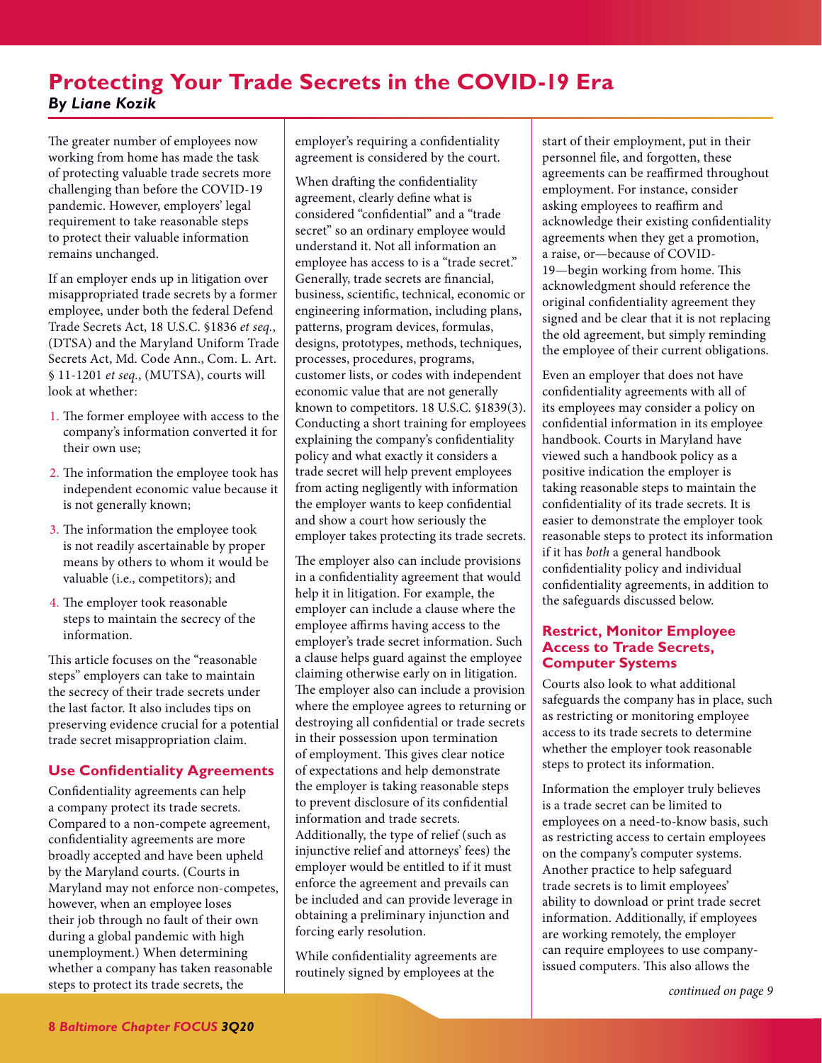# Protecting Your Trade Secrets in the COVID-19 Era

***By Liane Kozik***

The greater number of employees now working from home has made the task of protecting valuable trade secrets more challenging than before the COVID-19 pandemic. However, employers' legal requirement to take reasonable steps to protect their valuable information remains unchanged.

If an employer ends up in litigation over misappropriated trade secrets by a former employee, under both the federal Defend Trade Secrets Act, 18 U.S.C. §1836 *et seq.*, (DTSA) and the Maryland Uniform Trade Secrets Act, Md. Code Ann., Com. L. Art. § 11-1201 *et seq.*, (MUTSA), courts will look at whether:

1. The former employee with access to the company's information converted it for their own use;
2. The information the employee took has independent economic value because it is not generally known;
3. The information the employee took is not readily ascertainable by proper means by others to whom it would be valuable (i.e., competitors); and
4. The employer took reasonable steps to maintain the secrecy of the information.

This article focuses on the "reasonable steps" employers can take to maintain the secrecy of their trade secrets under the last factor. It also includes tips on preserving evidence crucial for a potential trade secret misappropriation claim.

## Use Confidentiality Agreements

Confidentiality agreements can help a company protect its trade secrets. Compared to a non-compete agreement, confidentiality agreements are more broadly accepted and have been upheld by the Maryland courts. (Courts in Maryland may not enforce non-competes, however, when an employee loses their job through no fault of their own during a global pandemic with high unemployment.) When determining whether a company has taken reasonable steps to protect its trade secrets, the employer's requiring a confidentiality agreement is considered by the court.

When drafting the confidentiality agreement, clearly define what is considered "confidential" and a "trade secret" so an ordinary employee would understand it. Not all information an employee has access to is a "trade secret." Generally, trade secrets are financial, business, scientific, technical, economic or engineering information, including plans, patterns, program devices, formulas, designs, prototypes, methods, techniques, processes, procedures, programs, customer lists, or codes with independent economic value that are not generally known to competitors. 18 U.S.C. §1839(3). Conducting a short training for employees explaining the company's confidentiality policy and what exactly it considers a trade secret will help prevent employees from acting negligently with information the employer wants to keep confidential and show a court how seriously the employer takes protecting its trade secrets.

The employer also can include provisions in a confidentiality agreement that would help it in litigation. For example, the employer can include a clause where the employee affirms having access to the employer's trade secret information. Such a clause helps guard against the employee claiming otherwise early on in litigation. The employer also can include a provision where the employee agrees to returning or destroying all confidential or trade secrets in their possession upon termination of employment. This gives clear notice of expectations and help demonstrate the employer is taking reasonable steps to prevent disclosure of its confidential information and trade secrets. Additionally, the type of relief (such as injunctive relief and attorneys' fees) the employer would be entitled to if it must enforce the agreement and prevails can be included and can provide leverage in obtaining a preliminary injunction and forcing early resolution.

While confidentiality agreements are routinely signed by employees at the start of their employment, put in their personnel file, and forgotten, these agreements can be reaffirmed throughout employment. For instance, consider asking employees to reaffirm and acknowledge their existing confidentiality agreements when they get a promotion, a raise, or—because of COVID-19—begin working from home. This acknowledgment should reference the original confidentiality agreement they signed and be clear that it is not replacing the old agreement, but simply reminding the employee of their current obligations.

Even an employer that does not have confidentiality agreements with all of its employees may consider a policy on confidential information in its employee handbook. Courts in Maryland have viewed such a handbook policy as a positive indication the employer is taking reasonable steps to maintain the confidentiality of its trade secrets. It is easier to demonstrate the employer took reasonable steps to protect its information if it has *both* a general handbook confidentiality policy and individual confidentiality agreements, in addition to the safeguards discussed below.

## Restrict, Monitor Employee Access to Trade Secrets, Computer Systems

Courts also look to what additional safeguards the company has in place, such as restricting or monitoring employee access to its trade secrets to determine whether the employer took reasonable steps to protect its information.

Information the employer truly believes is a trade secret can be limited to employees on a need-to-know basis, such as restricting access to certain employees on the company's computer systems. Another practice to help safeguard trade secrets is to limit employees' ability to download or print trade secret information. Additionally, if employees are working remotely, the employer can require employees to use company-issued computers. This also allows the

*continued on page 9*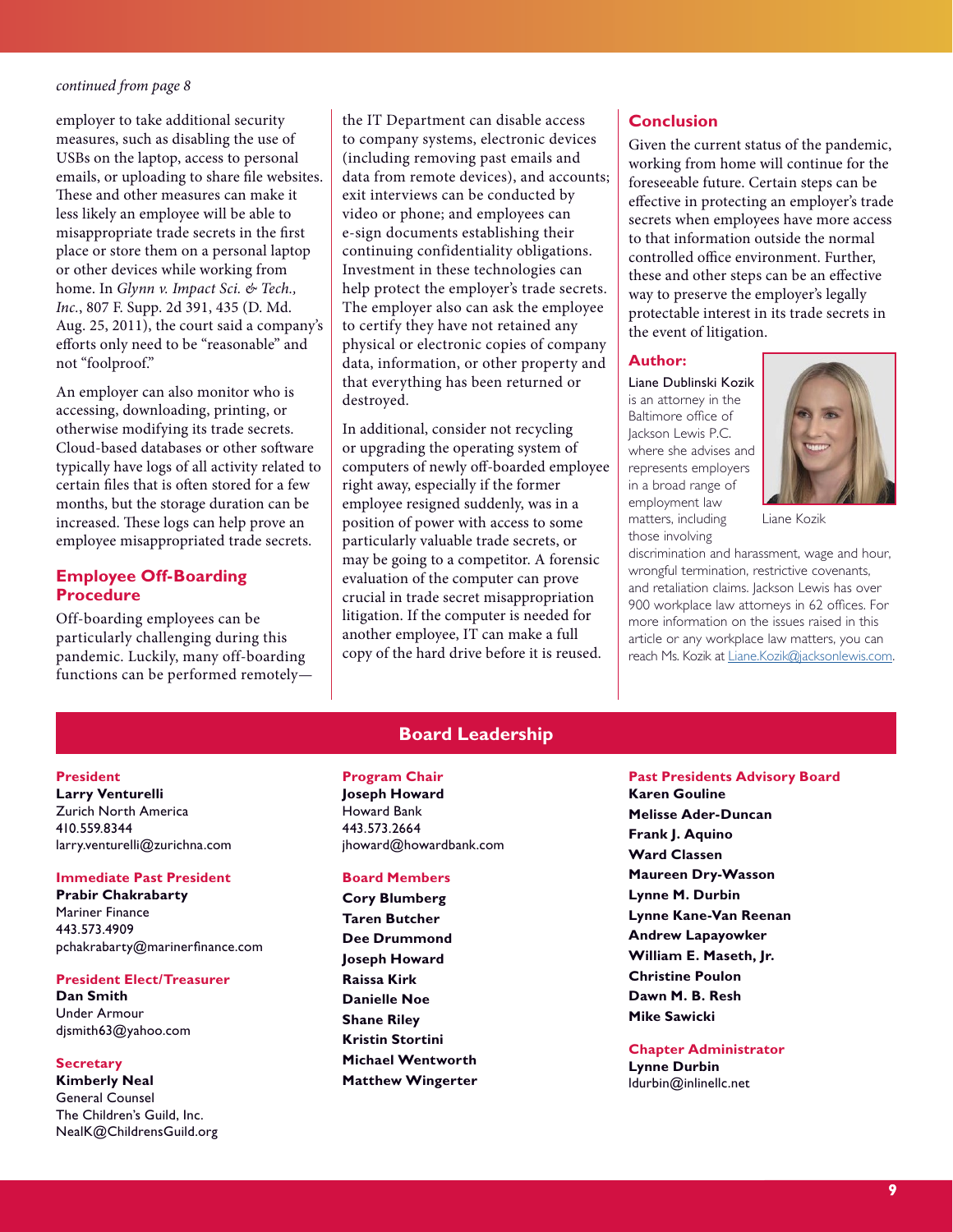*continued from page 8*

employer to take additional security measures, such as disabling the use of USBs on the laptop, access to personal emails, or uploading to share file websites. These and other measures can make it less likely an employee will be able to misappropriate trade secrets in the first place or store them on a personal laptop or other devices while working from home. In *Glynn v. Impact Sci. & Tech., Inc.*, 807 F. Supp. 2d 391, 435 (D. Md. Aug. 25, 2011), the court said a company's efforts only need to be "reasonable" and not "foolproof."

An employer can also monitor who is accessing, downloading, printing, or otherwise modifying its trade secrets. Cloud-based databases or other software typically have logs of all activity related to certain files that is often stored for a few months, but the storage duration can be increased. These logs can help prove an employee misappropriated trade secrets.

## Employee Off-Boarding Procedure

Off-boarding employees can be particularly challenging during this pandemic. Luckily, many off-boarding functions can be performed remotely—the IT Department can disable access to company systems, electronic devices (including removing past emails and data from remote devices), and accounts; exit interviews can be conducted by video or phone; and employees can e-sign documents establishing their continuing confidentiality obligations. Investment in these technologies can help protect the employer's trade secrets. The employer also can ask the employee to certify they have not retained any physical or electronic copies of company data, information, or other property and that everything has been returned or destroyed.

In additional, consider not recycling or upgrading the operating system of computers of newly off-boarded employee right away, especially if the former employee resigned suddenly, was in a position of power with access to some particularly valuable trade secrets, or may be going to a competitor. A forensic evaluation of the computer can prove crucial in trade secret misappropriation litigation. If the computer is needed for another employee, IT can make a full copy of the hard drive before it is reused.

## Conclusion

Given the current status of the pandemic, working from home will continue for the foreseeable future. Certain steps can be effective in protecting an employer's trade secrets when employees have more access to that information outside the normal controlled office environment. Further, these and other steps can be an effective way to preserve the employer's legally protectable interest in its trade secrets in the event of litigation.

### Author:

Liane Dublinski Kozik is an attorney in the Baltimore office of Jackson Lewis P.C. where she advises and represents employers in a broad range of employment law matters, including those involving discrimination and harassment, wage and hour, wrongful termination, restrictive covenants, and retaliation claims. Jackson Lewis has over 900 workplace law attorneys in 62 offices. For more information on the issues raised in this article or any workplace law matters, you can reach Ms. Kozik at Liane.Kozik@jacksonlewis.com.

Liane Kozik

## Board Leadership

**President**
**Larry Venturelli**
Zurich North America
410.559.8344
larry.venturelli@zurichna.com

**Immediate Past President**
**Prabir Chakrabarty**
Mariner Finance
443.573.4909
pchakrabarty@marinerfinance.com

**President Elect/Treasurer**
**Dan Smith**
Under Armour
djsmith63@yahoo.com

**Secretary**
**Kimberly Neal**
General Counsel
The Children's Guild, Inc.
NealK@ChildrensGuild.org

**Program Chair**
**Joseph Howard**
Howard Bank
443.573.2664
jhoward@howardbank.com

**Board Members**
**Cory Blumberg**
**Taren Butcher**
**Dee Drummond**
**Joseph Howard**
**Raissa Kirk**
**Danielle Noe**
**Shane Riley**
**Kristin Stortini**
**Michael Wentworth**
**Matthew Wingerter**

**Past Presidents Advisory Board**
**Karen Gouline**
**Melisse Ader-Duncan**
**Frank J. Aquino**
**Ward Classen**
**Maureen Dry-Wasson**
**Lynne M. Durbin**
**Lynne Kane-Van Reenan**
**Andrew Lapayowker**
**William E. Maseth, Jr.**
**Christine Poulon**
**Dawn M. B. Resh**
**Mike Sawicki**

**Chapter Administrator**
**Lynne Durbin**
ldurbin@inlinellc.net